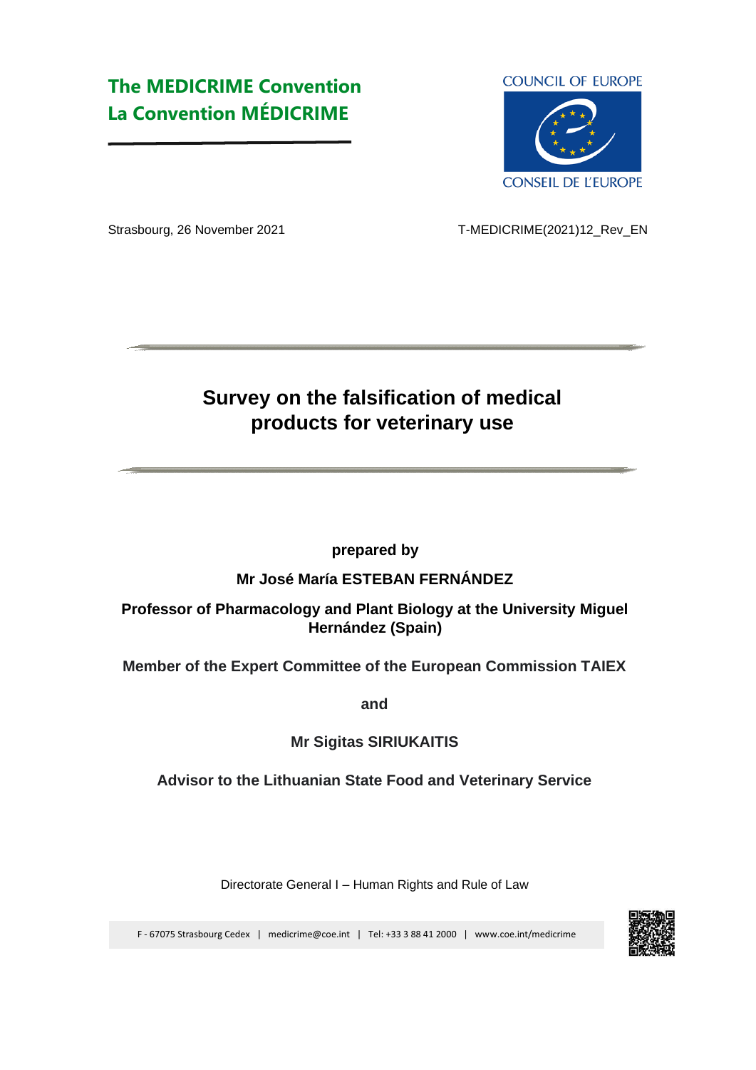**The MEDICRIME Convention**
**La Convention MÉDICRIME**

COUNCIL OF EUROPE
CONSEIL DE L'EUROPE

Strasbourg, 26 November 2021 T-MEDICRIME(2021)12_Rev_EN

# Survey on the falsification of medical products for veterinary use

**prepared by**

**Mr José María ESTEBAN FERNÁNDEZ**

**Professor of Pharmacology and Plant Biology at the University Miguel Hernández (Spain)**

**Member of the Expert Committee of the European Commission TAIEX**

**and**

**Mr Sigitas SIRIUKAITIS**

**Advisor to the Lithuanian State Food and Veterinary Service**

Directorate General I – Human Rights and Rule of Law

F - 67075 Strasbourg Cedex | medicrime@coe.int | Tel: +33 3 88 41 2000 | www.coe.int/medicrime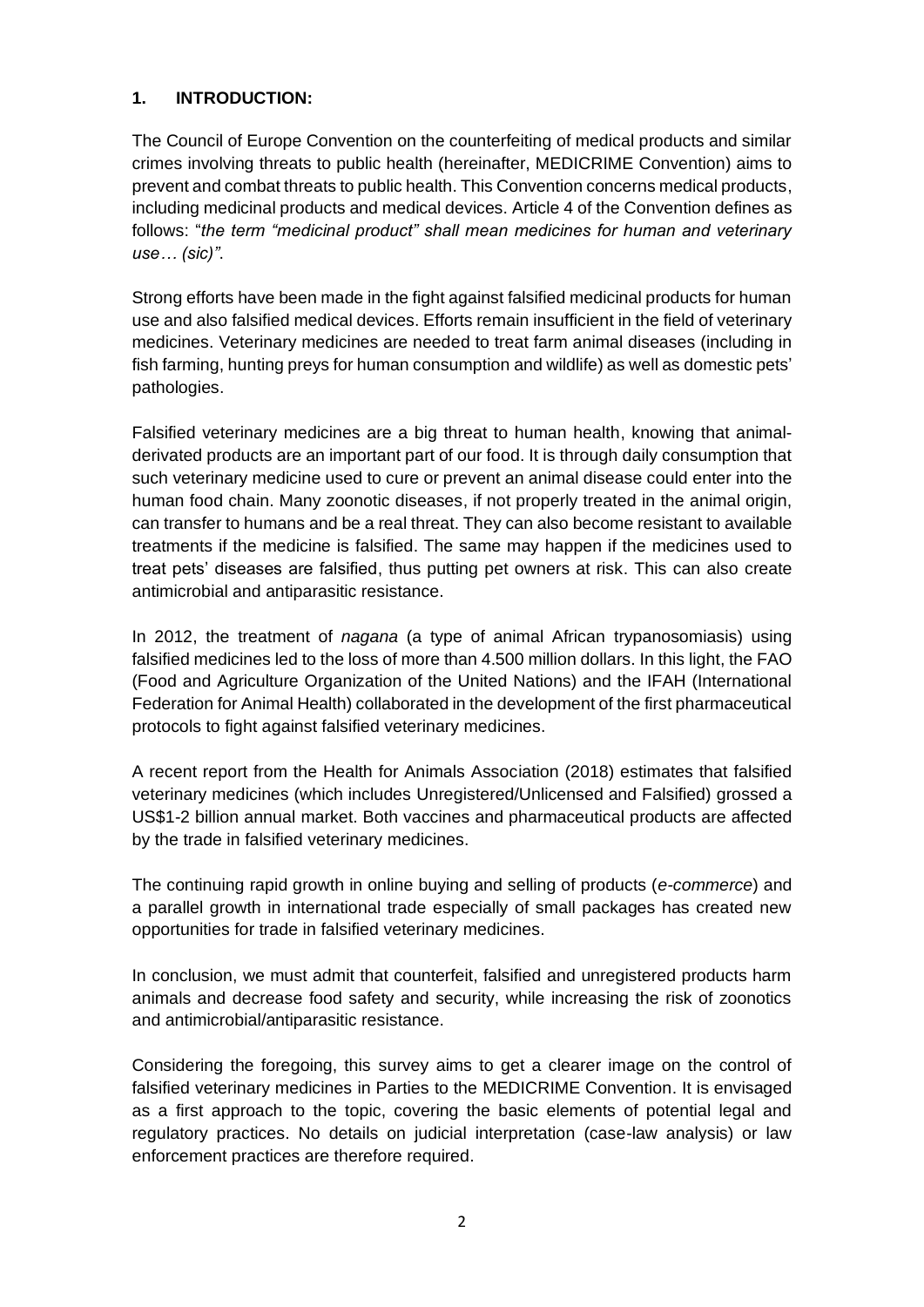## 1. INTRODUCTION:

The Council of Europe Convention on the counterfeiting of medical products and similar crimes involving threats to public health (hereinafter, MEDICRIME Convention) aims to prevent and combat threats to public health. This Convention concerns medical products, including medicinal products and medical devices. Article 4 of the Convention defines as follows: "*the term "medicinal product" shall mean medicines for human and veterinary use… (sic)"*.

Strong efforts have been made in the fight against falsified medicinal products for human use and also falsified medical devices. Efforts remain insufficient in the field of veterinary medicines. Veterinary medicines are needed to treat farm animal diseases (including in fish farming, hunting preys for human consumption and wildlife) as well as domestic pets' pathologies.

Falsified veterinary medicines are a big threat to human health, knowing that animal-derivated products are an important part of our food. It is through daily consumption that such veterinary medicine used to cure or prevent an animal disease could enter into the human food chain. Many zoonotic diseases, if not properly treated in the animal origin, can transfer to humans and be a real threat. They can also become resistant to available treatments if the medicine is falsified. The same may happen if the medicines used to treat pets' diseases are falsified, thus putting pet owners at risk. This can also create antimicrobial and antiparasitic resistance.

In 2012, the treatment of *nagana* (a type of animal African trypanosomiasis) using falsified medicines led to the loss of more than 4.500 million dollars. In this light, the FAO (Food and Agriculture Organization of the United Nations) and the IFAH (International Federation for Animal Health) collaborated in the development of the first pharmaceutical protocols to fight against falsified veterinary medicines.

A recent report from the Health for Animals Association (2018) estimates that falsified veterinary medicines (which includes Unregistered/Unlicensed and Falsified) grossed a US$1-2 billion annual market. Both vaccines and pharmaceutical products are affected by the trade in falsified veterinary medicines.

The continuing rapid growth in online buying and selling of products (*e-commerce*) and a parallel growth in international trade especially of small packages has created new opportunities for trade in falsified veterinary medicines.

In conclusion, we must admit that counterfeit, falsified and unregistered products harm animals and decrease food safety and security, while increasing the risk of zoonotics and antimicrobial/antiparasitic resistance.

Considering the foregoing, this survey aims to get a clearer image on the control of falsified veterinary medicines in Parties to the MEDICRIME Convention. It is envisaged as a first approach to the topic, covering the basic elements of potential legal and regulatory practices. No details on judicial interpretation (case-law analysis) or law enforcement practices are therefore required.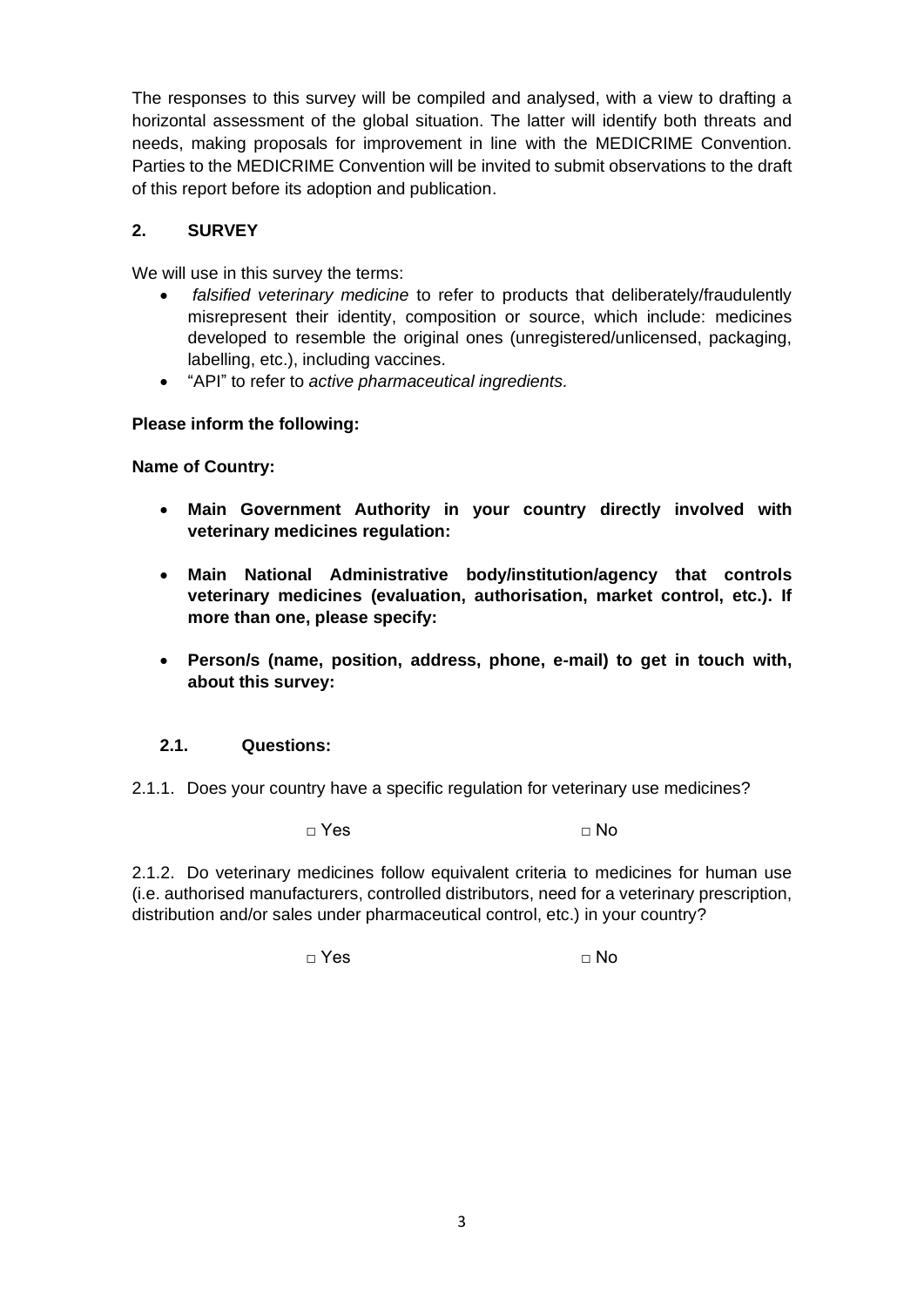The responses to this survey will be compiled and analysed, with a view to drafting a horizontal assessment of the global situation. The latter will identify both threats and needs, making proposals for improvement in line with the MEDICRIME Convention. Parties to the MEDICRIME Convention will be invited to submit observations to the draft of this report before its adoption and publication.

## 2. SURVEY

We will use in this survey the terms:

- *falsified veterinary medicine* to refer to products that deliberately/fraudulently misrepresent their identity, composition or source, which include: medicines developed to resemble the original ones (unregistered/unlicensed, packaging, labelling, etc.), including vaccines.
- "API" to refer to *active pharmaceutical ingredients.*

**Please inform the following:**

**Name of Country:**

- **Main Government Authority in your country directly involved with veterinary medicines regulation:**
- **Main National Administrative body/institution/agency that controls veterinary medicines (evaluation, authorisation, market control, etc.). If more than one, please specify:**
- **Person/s (name, position, address, phone, e-mail) to get in touch with, about this survey:**

### 2.1. Questions:

2.1.1. Does your country have a specific regulation for veterinary use medicines?

□ Yes □ No

2.1.2. Do veterinary medicines follow equivalent criteria to medicines for human use (i.e. authorised manufacturers, controlled distributors, need for a veterinary prescription, distribution and/or sales under pharmaceutical control, etc.) in your country?

□ Yes □ No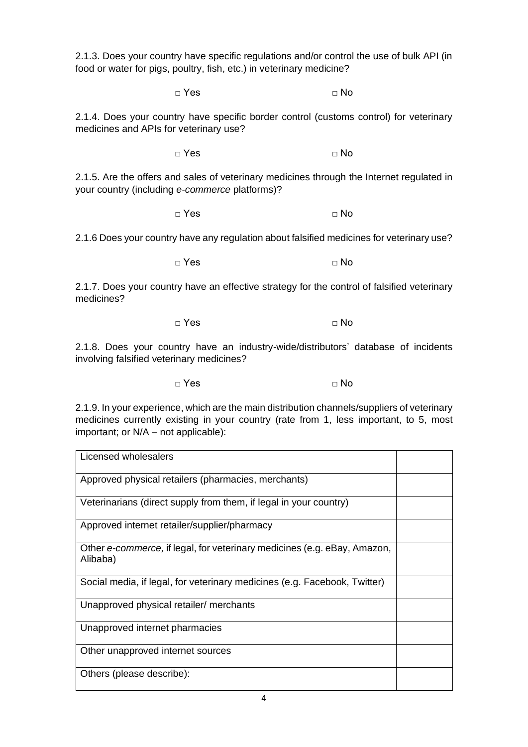2.1.3. Does your country have specific regulations and/or control the use of bulk API (in food or water for pigs, poultry, fish, etc.) in veterinary medicine?

□ Yes □ No

2.1.4. Does your country have specific border control (customs control) for veterinary medicines and APIs for veterinary use?

□ Yes □ No

2.1.5. Are the offers and sales of veterinary medicines through the Internet regulated in your country (including *e-commerce* platforms)?

□ Yes □ No

2.1.6 Does your country have any regulation about falsified medicines for veterinary use?

□ Yes □ No

2.1.7. Does your country have an effective strategy for the control of falsified veterinary medicines?

□ Yes □ No

2.1.8. Does your country have an industry-wide/distributors' database of incidents involving falsified veterinary medicines?

□ Yes □ No

2.1.9. In your experience, which are the main distribution channels/suppliers of veterinary medicines currently existing in your country (rate from 1, less important, to 5, most important; or N/A – not applicable):

| | |
|---|---|
| Licensed wholesalers | |
| Approved physical retailers (pharmacies, merchants) | |
| Veterinarians (direct supply from them, if legal in your country) | |
| Approved internet retailer/supplier/pharmacy | |
| Other *e-commerce,* if legal, for veterinary medicines (e.g. eBay, Amazon, Alibaba) | |
| Social media, if legal, for veterinary medicines (e.g. Facebook, Twitter) | |
| Unapproved physical retailer/ merchants | |
| Unapproved internet pharmacies | |
| Other unapproved internet sources | |
| Others (please describe): | |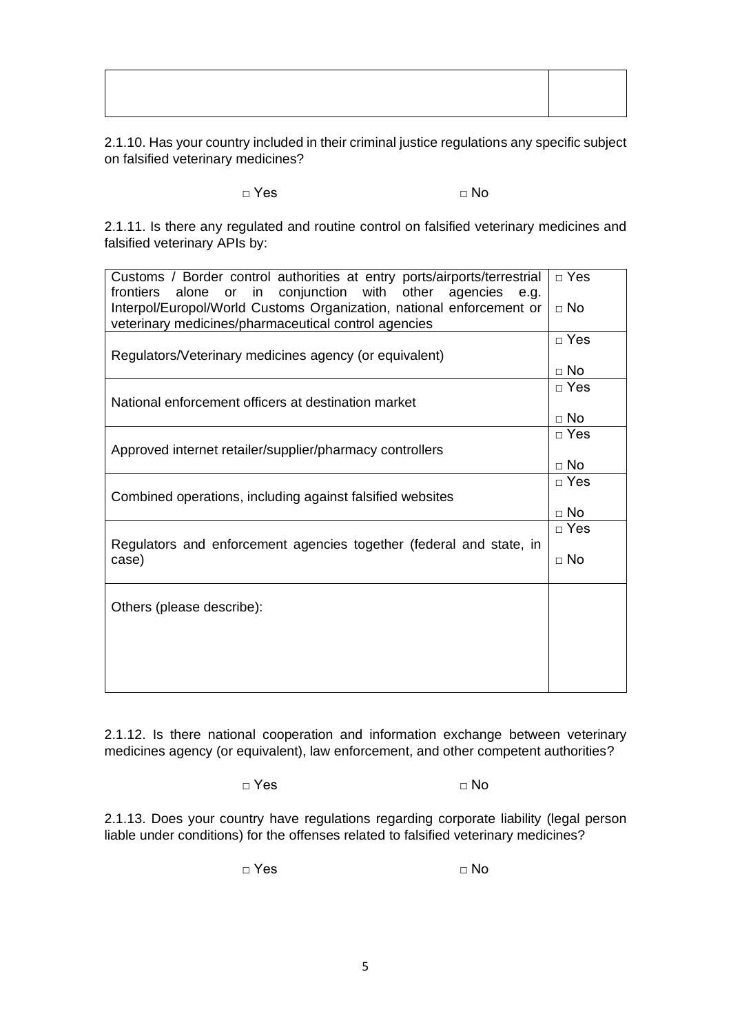| | |
|---|---|
| | |

2.1.10. Has your country included in their criminal justice regulations any specific subject on falsified veterinary medicines?

□ Yes □ No

2.1.11. Is there any regulated and routine control on falsified veterinary medicines and falsified veterinary APIs by:

| | |
|---|---|
| Customs / Border control authorities at entry ports/airports/terrestrial frontiers alone or in conjunction with other agencies e.g. Interpol/Europol/World Customs Organization, national enforcement or veterinary medicines/pharmaceutical control agencies | □ Yes<br>□ No |
| Regulators/Veterinary medicines agency (or equivalent) | □ Yes<br>□ No |
| National enforcement officers at destination market | □ Yes<br>□ No |
| Approved internet retailer/supplier/pharmacy controllers | □ Yes<br>□ No |
| Combined operations, including against falsified websites | □ Yes<br>□ No |
| Regulators and enforcement agencies together (federal and state, in case) | □ Yes<br>□ No |
| Others (please describe): | |

2.1.12. Is there national cooperation and information exchange between veterinary medicines agency (or equivalent), law enforcement, and other competent authorities?

□ Yes □ No

2.1.13. Does your country have regulations regarding corporate liability (legal person liable under conditions) for the offenses related to falsified veterinary medicines?

□ Yes □ No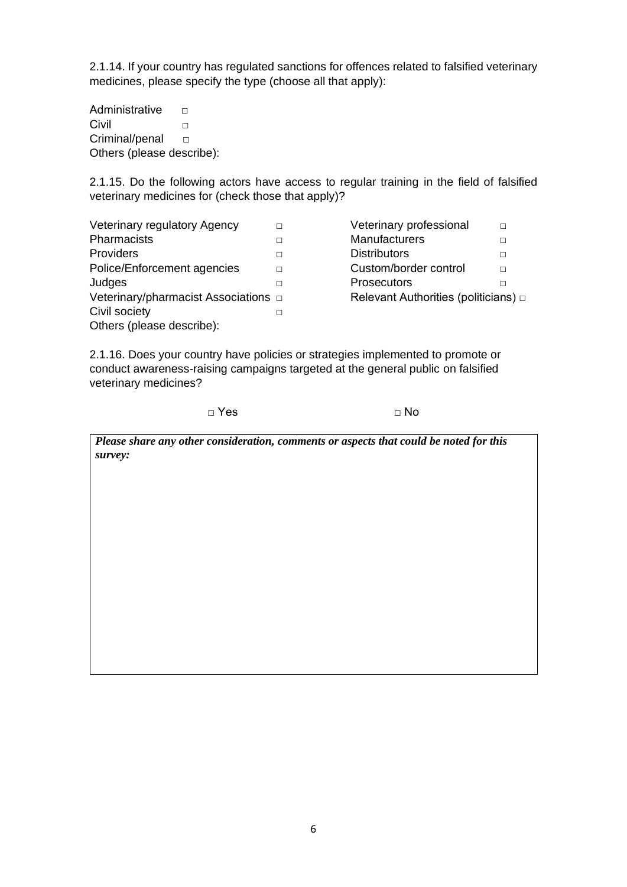2.1.14. If your country has regulated sanctions for offences related to falsified veterinary medicines, please specify the type (choose all that apply):

Administrative □
Civil □
Criminal/penal □
Others (please describe):

2.1.15. Do the following actors have access to regular training in the field of falsified veterinary medicines for (check those that apply)?

| | | | |
|---|---|---|---|
| Veterinary regulatory Agency | □ | Veterinary professional | □ |
| Pharmacists | □ | Manufacturers | □ |
| Providers | □ | Distributors | □ |
| Police/Enforcement agencies | □ | Custom/border control | □ |
| Judges | □ | Prosecutors | □ |
| Veterinary/pharmacist Associations | □ | Relevant Authorities (politicians) | □ |
| Civil society | □ | | |

Others (please describe):

2.1.16. Does your country have policies or strategies implemented to promote or conduct awareness-raising campaigns targeted at the general public on falsified veterinary medicines?

□ Yes □ No

***Please share any other consideration, comments or aspects that could be noted for this survey:***